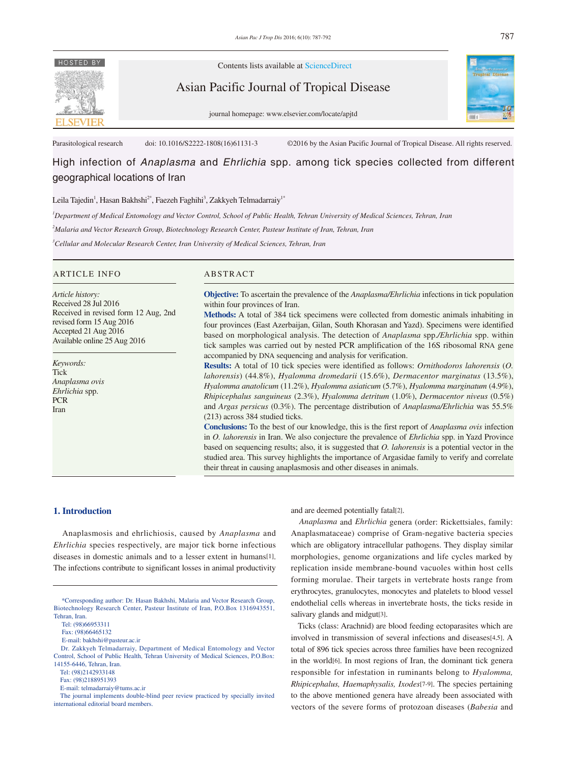Parasitological research doi: 10.1016/S2222-1808(16)61131-3 ©2016 by the Asian Pacific Journal of Tropical Disease. All rights reserved.

# High infection of *Anaplasma* and *Ehrlichia* spp. among tick species collected from different geographical locations of Iran

Leila Tajedin[1], Hasan Bakhshi[2*], Faezeh Faghihi[3], Zakkyeh Telmadarraiy[1*]

[1]*Department of Medical Entomology and Vector Control, School of Public Health, Tehran University of Medical Sciences, Tehran, Iran*

[2]*Malaria and Vector Research Group, Biotechnology Research Center, Pasteur Institute of Iran, Tehran, Iran*

[3]*Cellular and Molecular Research Center, Iran University of Medical Sciences, Tehran, Iran*

## ARTICLE INFO

*Article history:*
Received 28 Jul 2016
Received in revised form 12 Aug, 2nd revised form 15 Aug 2016
Accepted 21 Aug 2016
Available online 25 Aug 2016

*Keywords:*
Tick
*Anaplasma ovis*
*Ehrlichia* spp.
PCR
Iran

## ABSTRACT

**Objective:** To ascertain the prevalence of the *Anaplasma/Ehrlichia* infections in tick population within four provinces of Iran.

**Methods:** A total of 384 tick specimens were collected from domestic animals inhabiting in four provinces (East Azerbaijan, Gilan, South Khorasan and Yazd). Specimens were identified based on morphological analysis. The detection of *Anaplasma* spp./*Ehrlichia* spp. within tick samples was carried out by nested PCR amplification of the 16S ribosomal RNA gene accompanied by DNA sequencing and analysis for verification.

**Results:** A total of 10 tick species were identified as follows: *Ornithodoros lahorensis* (*O. lahorensis*) (44.8%), *Hyalomma dromedarii* (15.6%), *Dermacentor marginatus* (13.5%), *Hyalomma anatolicum* (11.2%), *Hyalomma asiaticum* (5.7%), *Hyalomma marginatum* (4.9%), *Rhipicephalus sanguineus* (2.3%), *Hyalomma detritum* (1.0%), *Dermacentor niveus* (0.5%) and *Argas persicus* (0.3%). The percentage distribution of *Anaplasma/Ehrlichia* was 55.5% (213) across 384 studied ticks.

**Conclusions:** To the best of our knowledge, this is the first report of *Anaplasma ovis* infection in *O. lahorensis* in Iran. We also conjecture the prevalence of *Ehrlichia* spp. in Yazd Province based on sequencing results; also, it is suggested that *O. lahorensis* is a potential vector in the studied area. This survey highlights the importance of Argasidae family to verify and correlate their threat in causing anaplasmosis and other diseases in animals.

## 1. Introduction

Anaplasmosis and ehrlichiosis, caused by *Anaplasma* and *Ehrlichia* species respectively, are major tick borne infectious diseases in domestic animals and to a lesser extent in humans[1]. The infections contribute to significant losses in animal productivity and are deemed potentially fatal[2].

*Anaplasma* and *Ehrlichia* genera (order: Rickettsiales, family: Anaplasmataceae) comprise of Gram-negative bacteria species which are obligatory intracellular pathogens. They display similar morphologies, genome organizations and life cycles marked by replication inside membrane-bound vacuoles within host cells forming morulae. Their targets in vertebrate hosts range from erythrocytes, granulocytes, monocytes and platelets to blood vessel endothelial cells whereas in invertebrate hosts, the ticks reside in salivary glands and midgut[3].

Ticks (class: Arachnid) are blood feeding ectoparasites which are involved in transmission of several infections and diseases[4,5]. A total of 896 tick species across three families have been recognized in the world[6]. In most regions of Iran, the dominant tick genera responsible for infestation in ruminants belong to *Hyalomma, Rhipicephalus, Haemaphysalis, Ixodes*[7-9]. The species pertaining to the above mentioned genera have already been associated with vectors of the severe forms of protozoan diseases (*Babesia* and

---

*Corresponding author: Dr. Hasan Bakhshi, Malaria and Vector Research Group, Biotechnology Research Center, Pasteur Institute of Iran, P.O.Box 1316943551, Tehran, Iran.
Tel: (98)66953311
Fax: (98)66465132
E-mail: bakhshi@pasteur.ac.ir
Dr. Zakkyeh Telmadarraiy, Department of Medical Entomology and Vector Control, School of Public Health, Tehran University of Medical Sciences, P.O.Box: 14155-6446, Tehran, Iran.
Tel: (98)2142933148
Fax: (98)2188951393
E-mail: telmadarraiy@tums.ac.ir
The journal implements double-blind peer review practiced by specially invited international editorial board members.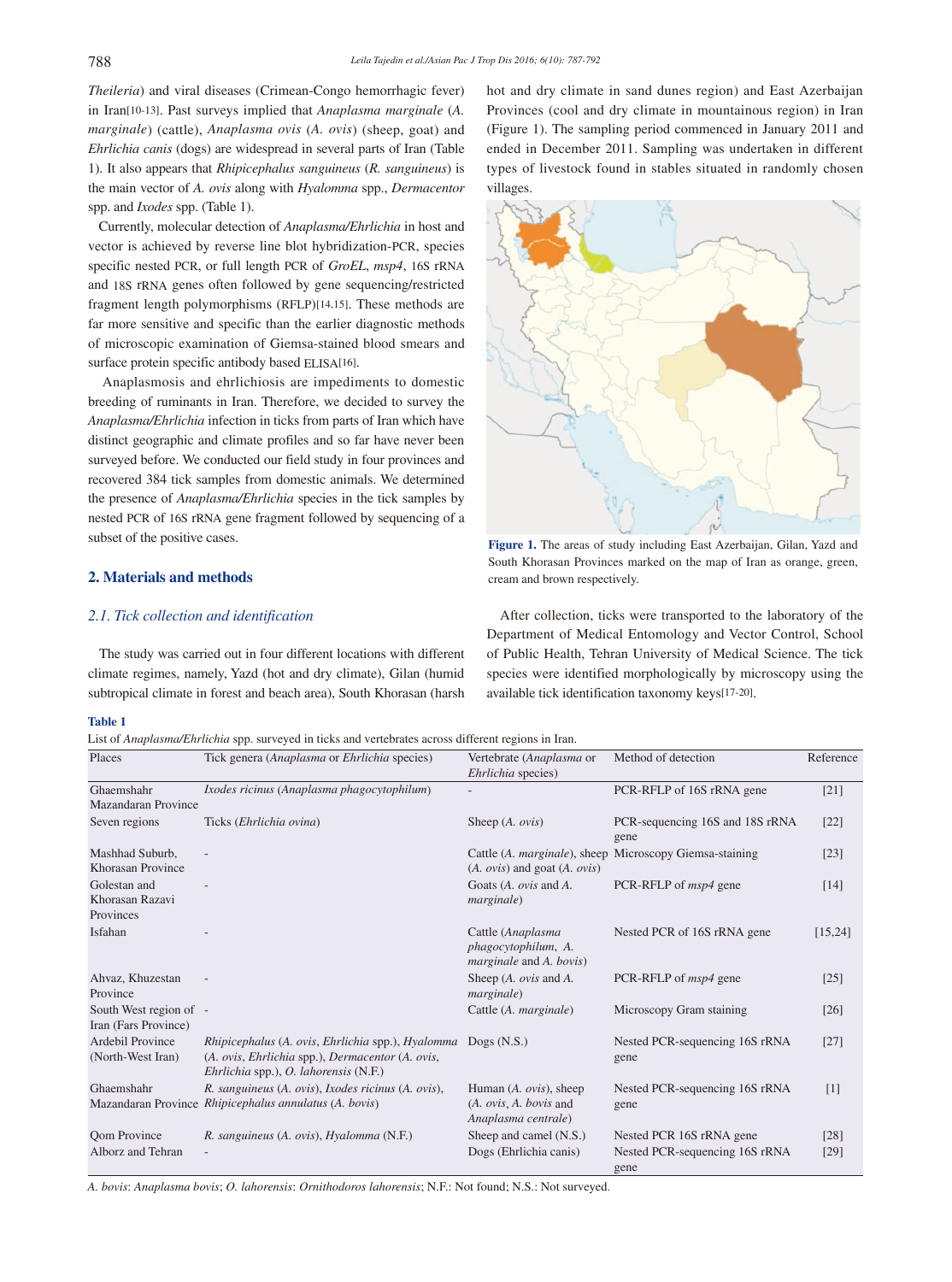*Theileria*) and viral diseases (Crimean-Congo hemorrhagic fever) in Iran[10-13]. Past surveys implied that *Anaplasma marginale* (*A. marginale*) (cattle), *Anaplasma ovis* (*A. ovis*) (sheep, goat) and *Ehrlichia canis* (dogs) are widespread in several parts of Iran (Table 1). It also appears that *Rhipicephalus sanguineus* (*R. sanguineus*) is the main vector of *A. ovis* along with *Hyalomma* spp., *Dermacentor* spp. and *Ixodes* spp. (Table 1).

Currently, molecular detection of *Anaplasma/Ehrlichia* in host and vector is achieved by reverse line blot hybridization-PCR, species specific nested PCR, or full length PCR of *GroEL*, *msp4*, 16S rRNA and 18S rRNA genes often followed by gene sequencing/restricted fragment length polymorphisms (RFLP)[14,15]. These methods are far more sensitive and specific than the earlier diagnostic methods of microscopic examination of Giemsa-stained blood smears and surface protein specific antibody based ELISA[16].

Anaplasmosis and ehrlichiosis are impediments to domestic breeding of ruminants in Iran. Therefore, we decided to survey the *Anaplasma/Ehrlichia* infection in ticks from parts of Iran which have distinct geographic and climate profiles and so far have never been surveyed before. We conducted our field study in four provinces and recovered 384 tick samples from domestic animals. We determined the presence of *Anaplasma/Ehrlichia* species in the tick samples by nested PCR of 16S rRNA gene fragment followed by sequencing of a subset of the positive cases.

## 2. Materials and methods

### 2.1. Tick collection and identification

The study was carried out in four different locations with different climate regimes, namely, Yazd (hot and dry climate), Gilan (humid subtropical climate in forest and beach area), South Khorasan (harsh hot and dry climate in sand dunes region) and East Azerbaijan Provinces (cool and dry climate in mountainous region) in Iran (Figure 1). The sampling period commenced in January 2011 and ended in December 2011. Sampling was undertaken in different types of livestock found in stables situated in randomly chosen villages.

**Figure 1.** The areas of study including East Azerbaijan, Gilan, Yazd and South Khorasan Provinces marked on the map of Iran as orange, green, cream and brown respectively.

After collection, ticks were transported to the laboratory of the Department of Medical Entomology and Vector Control, School of Public Health, Tehran University of Medical Science. The tick species were identified morphologically by microscopy using the available tick identification taxonomy keys[17-20].

**Table 1**

List of *Anaplasma/Ehrlichia* spp. surveyed in ticks and vertebrates across different regions in Iran.

| Places | Tick genera (*Anaplasma* or *Ehrlichia* species) | Vertebrate (*Anaplasma* or *Ehrlichia* species) | Method of detection | Reference |
|---|---|---|---|---|
| Ghaemshahr Mazandaran Province | *Ixodes ricinus* (*Anaplasma phagocytophilum*) | - | PCR-RFLP of 16S rRNA gene | [21] |
| Seven regions | Ticks (*Ehrlichia ovina*) | Sheep (*A. ovis*) | PCR-sequencing 16S and 18S rRNA gene | [22] |
| Mashhad Suburb, Khorasan Province | - | Cattle (*A. marginale*), sheep (*A. ovis*) and goat (*A. ovis*) | Microscopy Giemsa-staining | [23] |
| Golestan and Khorasan Razavi Provinces | - | Goats (*A. ovis* and *A. marginale*) | PCR-RFLP of *msp4* gene | [14] |
| Isfahan | - | Cattle (*Anaplasma phagocytophilum*, *A. marginale* and *A. bovis*) | Nested PCR of 16S rRNA gene | [15,24] |
| Ahvaz, Khuzestan Province | - | Sheep (*A. ovis* and *A. marginale*) | PCR-RFLP of *msp4* gene | [25] |
| South West region of Iran (Fars Province) | - | Cattle (*A. marginale*) | Microscopy Gram staining | [26] |
| Ardebil Province (North-West Iran) | *Rhipicephalus* (*A. ovis*, *Ehrlichia* spp.), *Hyalomma* (*A. ovis*, *Ehrlichia* spp.), *Dermacentor* (*A. ovis*, *Ehrlichia* spp.), *O. lahorensis* (N.F.) | Dogs (N.S.) | Nested PCR-sequencing 16S rRNA gene | [27] |
| Ghaemshahr Mazandaran Province | *R. sanguineus* (*A. ovis*), *Ixodes ricinus* (*A. ovis*), *Rhipicephalus annulatus* (*A. bovis*) | Human (*A. ovis*), sheep (*A. ovis*, *A. bovis* and *Anaplasma centrale*) | Nested PCR-sequencing 16S rRNA gene | [1] |
| Qom Province | *R. sanguineus* (*A. ovis*), *Hyalomma* (N.F.) | Sheep and camel (N.S.) | Nested PCR 16S rRNA gene | [28] |
| Alborz and Tehran | - | Dogs (Ehrlichia canis) | Nested PCR-sequencing 16S rRNA gene | [29] |

*A. bovis*: *Anaplasma bovis*; *O. lahorensis*: *Ornithodoros lahorensis*; N.F.: Not found; N.S.: Not surveyed.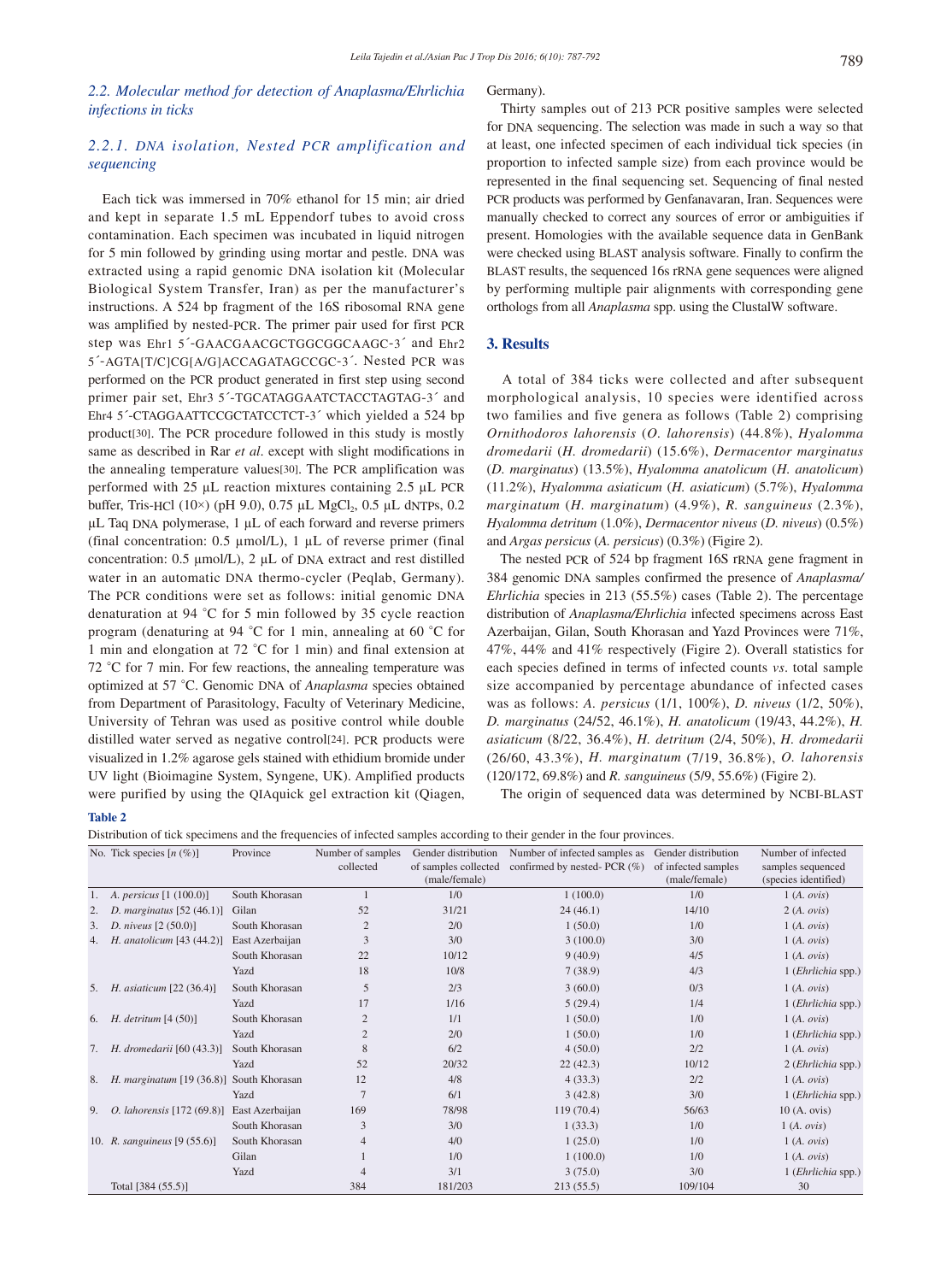### 2.2. Molecular method for detection of *Anaplasma/Ehrlichia* infections in ticks

#### 2.2.1. DNA isolation, Nested PCR amplification and sequencing

Each tick was immersed in 70% ethanol for 15 min; air dried and kept in separate 1.5 mL Eppendorf tubes to avoid cross contamination. Each specimen was incubated in liquid nitrogen for 5 min followed by grinding using mortar and pestle. DNA was extracted using a rapid genomic DNA isolation kit (Molecular Biological System Transfer, Iran) as per the manufacturer's instructions. A 524 bp fragment of the 16S ribosomal RNA gene was amplified by nested-PCR. The primer pair used for first PCR step was Ehr1 5´-GAACGAACGCTGGCGGCAAGC-3´ and Ehr2 5´-AGTA[T/C]CG[A/G]ACCAGATAGCCGC-3´. Nested PCR was performed on the PCR product generated in first step using second primer pair set, Ehr3 5´-TGCATAGGAATCTACCTAGTAG-3´ and Ehr4 5´-CTAGGAATTCCGCTATCCTCT-3´ which yielded a 524 bp product[30]. The PCR procedure followed in this study is mostly same as described in Rar *et al*. except with slight modifications in the annealing temperature values[30]. The PCR amplification was performed with 25 µL reaction mixtures containing 2.5 µL PCR buffer, Tris-HCl (10×) (pH 9.0), 0.75 µL $MgCl_2$, 0.5 µL dNTPs, 0.2 µL Taq DNA polymerase, 1 µL of each forward and reverse primers (final concentration: 0.5 µmol/L), 1 µL of reverse primer (final concentration: 0.5 µmol/L), 2 µL of DNA extract and rest distilled water in an automatic DNA thermo-cycler (Peqlab, Germany). The PCR conditions were set as follows: initial genomic DNA denaturation at 94 °C for 5 min followed by 35 cycle reaction program (denaturing at 94 °C for 1 min, annealing at 60 °C for 1 min and elongation at 72 °C for 1 min) and final extension at 72 °C for 7 min. For few reactions, the annealing temperature was optimized at 57 °C. Genomic DNA of *Anaplasma* species obtained from Department of Parasitology, Faculty of Veterinary Medicine, University of Tehran was used as positive control while double distilled water served as negative control[24]. PCR products were visualized in 1.2% agarose gels stained with ethidium bromide under UV light (Bioimagine System, Syngene, UK). Amplified products were purified by using the QIAquick gel extraction kit (Qiagen, Germany).

Thirty samples out of 213 PCR positive samples were selected for DNA sequencing. The selection was made in such a way so that at least, one infected specimen of each individual tick species (in proportion to infected sample size) from each province would be represented in the final sequencing set. Sequencing of final nested PCR products was performed by Genfanavaran, Iran. Sequences were manually checked to correct any sources of error or ambiguities if present. Homologies with the available sequence data in GenBank were checked using BLAST analysis software. Finally to confirm the BLAST results, the sequenced 16s rRNA gene sequences were aligned by performing multiple pair alignments with corresponding gene orthologs from all *Anaplasma* spp. using the ClustalW software.

## 3. Results

A total of 384 ticks were collected and after subsequent morphological analysis, 10 species were identified across two families and five genera as follows (Table 2) comprising *Ornithodoros lahorensis* (*O. lahorensis*) (44.8%), *Hyalomma dromedarii* (*H. dromedarii*) (15.6%), *Dermacentor marginatus* (*D. marginatus*) (13.5%), *Hyalomma anatolicum* (*H. anatolicum*) (11.2%), *Hyalomma asiaticum* (*H. asiaticum*) (5.7%), *Hyalomma marginatum* (*H. marginatum*) (4.9%), *R. sanguineus* (2.3%), *Hyalomma detritum* (1.0%), *Dermacentor niveus* (*D. niveus*) (0.5%) and *Argas persicus* (*A. persicus*) (0.3%) (Figire 2).

The nested PCR of 524 bp fragment 16S rRNA gene fragment in 384 genomic DNA samples confirmed the presence of *Anaplasma/Ehrlichia* species in 213 (55.5%) cases (Table 2). The percentage distribution of *Anaplasma/Ehrlichia* infected specimens across East Azerbaijan, Gilan, South Khorasan and Yazd Provinces were 71%, 47%, 44% and 41% respectively (Figure 2). Overall statistics for each species defined in terms of infected counts *vs*. total sample size accompanied by percentage abundance of infected cases was as follows: *A. persicus* (1/1, 100%), *D. niveus* (1/2, 50%), *D. marginatus* (24/52, 46.1%), *H. anatolicum* (19/43, 44.2%), *H. asiaticum* (8/22, 36.4%), *H. detritum* (2/4, 50%), *H. dromedarii* (26/60, 43.3%), *H. marginatum* (7/19, 36.8%), *O. lahorensis* (120/172, 69.8%) and *R. sanguineus* (5/9, 55.6%) (Figire 2).

The origin of sequenced data was determined by NCBI-BLAST

**Table 2**

Distribution of tick specimens and the frequencies of infected samples according to their gender in the four provinces.

| No. | Tick species [*n* (%)] | Province | Number of samples collected | Gender distribution of samples collected (male/female) | Number of infected samples as confirmed by nested- PCR (%) | Gender distribution of infected samples (male/female) | Number of infected samples sequenced (species identified) |
|---|---|---|---|---|---|---|---|
| 1. | *A. persicus* [1 (100.0)] | South Khorasan | 1 | 1/0 | 1 (100.0) | 1/0 | 1 (*A. ovis*) |
| 2. | *D. marginatus* [52 (46.1)] | Gilan | 52 | 31/21 | 24 (46.1) | 14/10 | 2 (*A. ovis*) |
| 3. | *D. niveus* [2 (50.0)] | South Khorasan | 2 | 2/0 | 1 (50.0) | 1/0 | 1 (*A. ovis*) |
| 4. | *H. anatolicum* [43 (44.2)] | East Azerbaijan | 3 | 3/0 | 3 (100.0) | 3/0 | 1 (*A. ovis*) |
| | | South Khorasan | 22 | 10/12 | 9 (40.9) | 4/5 | 1 (*A. ovis*) |
| | | Yazd | 18 | 10/8 | 7 (38.9) | 4/3 | 1 (*Ehrlichia* spp.) |
| 5. | *H. asiaticum* [22 (36.4)] | South Khorasan | 5 | 2/3 | 3 (60.0) | 0/3 | 1 (*A. ovis*) |
| | | Yazd | 17 | 1/16 | 5 (29.4) | 1/4 | 1 (*Ehrlichia* spp.) |
| 6. | *H. detritum* [4 (50)] | South Khorasan | 2 | 1/1 | 1 (50.0) | 1/0 | 1 (*A. ovis*) |
| | | Yazd | 2 | 2/0 | 1 (50.0) | 1/0 | 1 (*Ehrlichia* spp.) |
| 7. | *H. dromedarii* [60 (43.3)] | South Khorasan | 8 | 6/2 | 4 (50.0) | 2/2 | 1 (*A. ovis*) |
| | | Yazd | 52 | 20/32 | 22 (42.3) | 10/12 | 2 (*Ehrlichia* spp.) |
| 8. | *H. marginatum* [19 (36.8)] | South Khorasan | 12 | 4/8 | 4 (33.3) | 2/2 | 1 (*A. ovis*) |
| | | Yazd | 7 | 6/1 | 3 (42.8) | 3/0 | 1 (*Ehrlichia* spp.) |
| 9. | *O. lahorensis* [172 (69.8)] | East Azerbaijan | 169 | 78/98 | 119 (70.4) | 56/63 | 10 (A. ovis) |
| | | South Khorasan | 3 | 3/0 | 1 (33.3) | 1/0 | 1 (*A. ovis*) |
| 10. | *R. sanguineus* [9 (55.6)] | South Khorasan | 4 | 4/0 | 1 (25.0) | 1/0 | 1 (*A. ovis*) |
| | | Gilan | 1 | 1/0 | 1 (100.0) | 1/0 | 1 (*A. ovis*) |
| | | Yazd | 4 | 3/1 | 3 (75.0) | 3/0 | 1 (*Ehrlichia* spp.) |
| | Total [384 (55.5)] | | 384 | 181/203 | 213 (55.5) | 109/104 | 30 |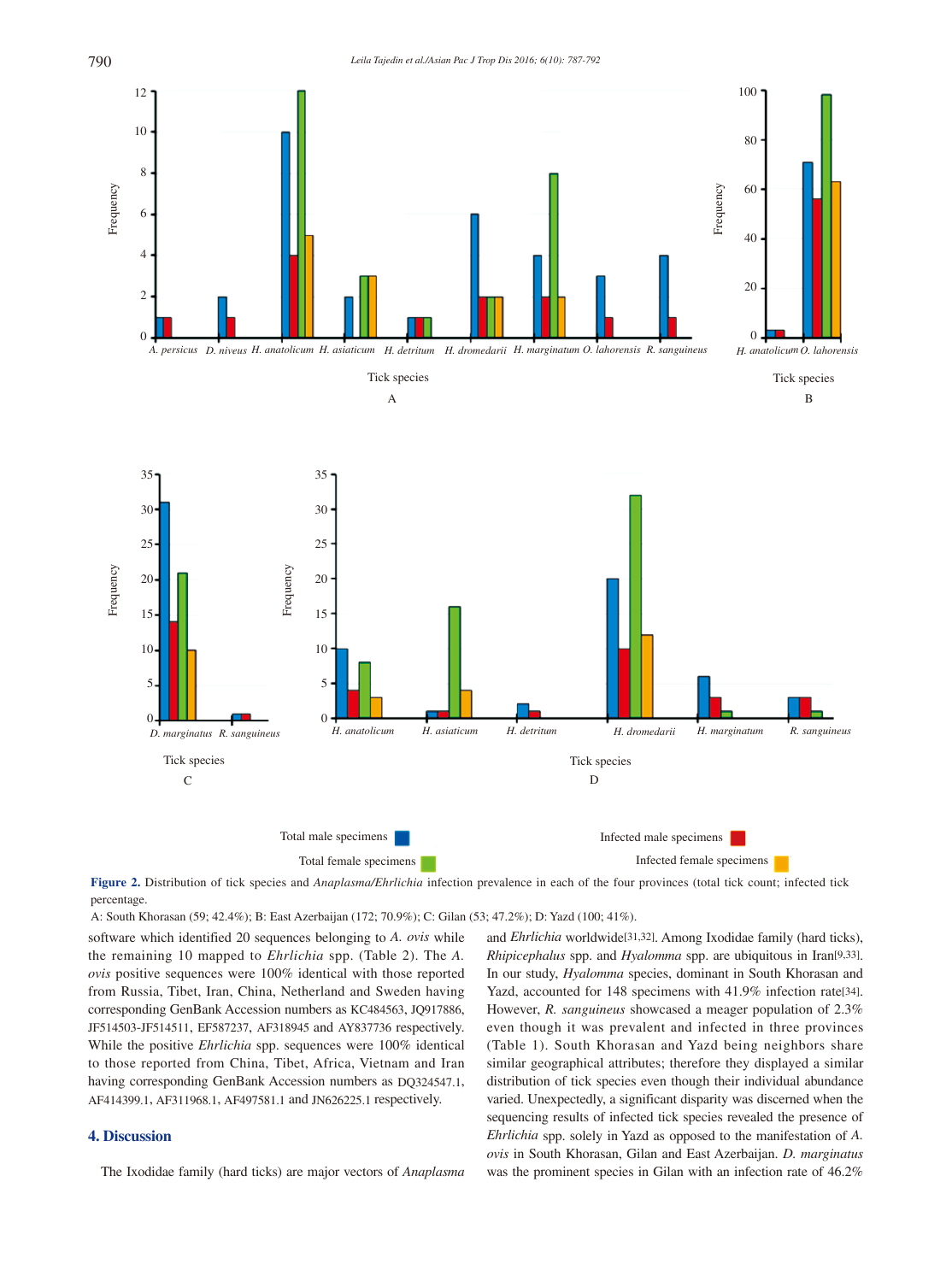**Figure 2.** Distribution of tick species and *Anaplasma/Ehrlichia* infection prevalence in each of the four provinces (total tick count; infected tick percentage.

A: South Khorasan (59; 42.4%); B: East Azerbaijan (172; 70.9%); C: Gilan (53; 47.2%); D: Yazd (100; 41%).

software which identified 20 sequences belonging to *A. ovis* while the remaining 10 mapped to *Ehrlichia* spp. (Table 2). The *A. ovis* positive sequences were 100% identical with those reported from Russia, Tibet, Iran, China, Netherland and Sweden having corresponding GenBank Accession numbers as KC484563, JQ917886, JF514503-JF514511, EF587237, AF318945 and AY837736 respectively. While the positive *Ehrlichia* spp. sequences were 100% identical to those reported from China, Tibet, Africa, Vietnam and Iran having corresponding GenBank Accession numbers as DQ324547.1, AF414399.1, AF311968.1, AF497581.1 and JN626225.1 respectively.

## 4. Discussion

The Ixodidae family (hard ticks) are major vectors of *Anaplasma* and *Ehrlichia* worldwide[31,32]. Among Ixodidae family (hard ticks), *Rhipicephalus* spp. and *Hyalomma* spp. are ubiquitous in Iran[9,33]. In our study, *Hyalomma* species, dominant in South Khorasan and Yazd, accounted for 148 specimens with 41.9% infection rate[34]. However, *R. sanguineus* showcased a meager population of 2.3% even though it was prevalent and infected in three provinces (Table 1). South Khorasan and Yazd being neighbors share similar geographical attributes; therefore they displayed a similar distribution of tick species even though their individual abundance varied. Unexpectedly, a significant disparity was discerned when the sequencing results of infected tick species revealed the presence of *Ehrlichia* spp. solely in Yazd as opposed to the manifestation of *A. ovis* in South Khorasan, Gilan and East Azerbaijan. *D. marginatus* was the prominent species in Gilan with an infection rate of 46.2%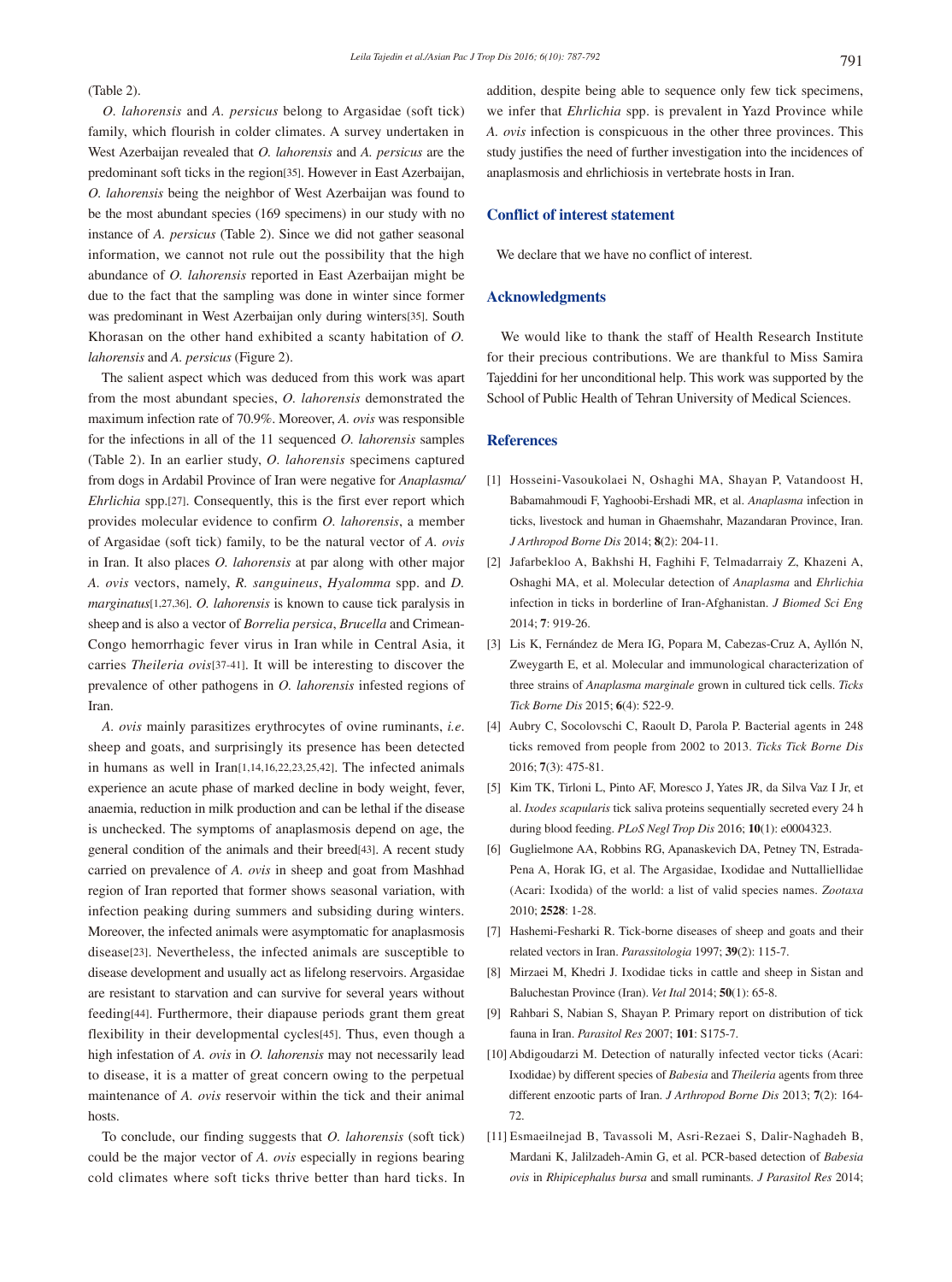(Table 2).

*O. lahorensis* and *A. persicus* belong to Argasidae (soft tick) family, which flourish in colder climates. A survey undertaken in West Azerbaijan revealed that *O. lahorensis* and *A. persicus* are the predominant soft ticks in the region[35]. However in East Azerbaijan, *O. lahorensis* being the neighbor of West Azerbaijan was found to be the most abundant species (169 specimens) in our study with no instance of *A. persicus* (Table 2). Since we did not gather seasonal information, we cannot not rule out the possibility that the high abundance of *O. lahorensis* reported in East Azerbaijan might be due to the fact that the sampling was done in winter since former was predominant in West Azerbaijan only during winters[35]. South Khorasan on the other hand exhibited a scanty habitation of *O. lahorensis* and *A. persicus* (Figure 2).

The salient aspect which was deduced from this work was apart from the most abundant species, *O. lahorensis* demonstrated the maximum infection rate of 70.9%. Moreover, *A. ovis* was responsible for the infections in all of the 11 sequenced *O. lahorensis* samples (Table 2). In an earlier study, *O. lahorensis* specimens captured from dogs in Ardabil Province of Iran were negative for *Anaplasma/Ehrlichia* spp.[27]. Consequently, this is the first ever report which provides molecular evidence to confirm *O. lahorensis*, a member of Argasidae (soft tick) family, to be the natural vector of *A. ovis* in Iran. It also places *O. lahorensis* at par along with other major *A. ovis* vectors, namely, *R. sanguineus*, *Hyalomma* spp. and *D. marginatus*[1,27,36]. *O. lahorensis* is known to cause tick paralysis in sheep and is also a vector of *Borrelia persica*, *Brucella* and Crimean-Congo hemorrhagic fever virus in Iran while in Central Asia, it carries *Theileria ovis*[37-41]. It will be interesting to discover the prevalence of other pathogens in *O. lahorensis* infested regions of Iran.

*A. ovis* mainly parasitizes erythrocytes of ovine ruminants, *i.e*. sheep and goats, and surprisingly its presence has been detected in humans as well in Iran[1,14,16,22,23,25,42]. The infected animals experience an acute phase of marked decline in body weight, fever, anaemia, reduction in milk production and can be lethal if the disease is unchecked. The symptoms of anaplasmosis depend on age, the general condition of the animals and their breed[43]. A recent study carried on prevalence of *A. ovis* in sheep and goat from Mashhad region of Iran reported that former shows seasonal variation, with infection peaking during summers and subsiding during winters. Moreover, the infected animals were asymptomatic for anaplasmosis disease[23]. Nevertheless, the infected animals are susceptible to disease development and usually act as lifelong reservoirs. Argasidae are resistant to starvation and can survive for several years without feeding[44]. Furthermore, their diapause periods grant them great flexibility in their developmental cycles[45]. Thus, even though a high infestation of *A. ovis* in *O. lahorensis* may not necessarily lead to disease, it is a matter of great concern owing to the perpetual maintenance of *A. ovis* reservoir within the tick and their animal hosts.

To conclude, our finding suggests that *O. lahorensis* (soft tick) could be the major vector of *A. ovis* especially in regions bearing cold climates where soft ticks thrive better than hard ticks. In addition, despite being able to sequence only few tick specimens, we infer that *Ehrlichia* spp. is prevalent in Yazd Province while *A. ovis* infection is conspicuous in the other three provinces. This study justifies the need of further investigation into the incidences of anaplasmosis and ehrlichiosis in vertebrate hosts in Iran.

## Conflict of interest statement

We declare that we have no conflict of interest.

## Acknowledgments

We would like to thank the staff of Health Research Institute for their precious contributions. We are thankful to Miss Samira Tajeddini for her unconditional help. This work was supported by the School of Public Health of Tehran University of Medical Sciences.

## References

[1] Hosseini-Vasoukolaei N, Oshaghi MA, Shayan P, Vatandoost H, Babamahmoudi F, Yaghoobi-Ershadi MR, et al. *Anaplasma* infection in ticks, livestock and human in Ghaemshahr, Mazandaran Province, Iran. *J Arthropod Borne Dis* 2014; **8**(2): 204-11.

[2] Jafarbekloo A, Bakhshi H, Faghihi F, Telmadarraiy Z, Khazeni A, Oshaghi MA, et al. Molecular detection of *Anaplasma* and *Ehrlichia* infection in ticks in borderline of Iran-Afghanistan. *J Biomed Sci Eng* 2014; **7**: 919-26.

[3] Lis K, Fernández de Mera IG, Popara M, Cabezas-Cruz A, Ayllón N, Zweygarth E, et al. Molecular and immunological characterization of three strains of *Anaplasma marginale* grown in cultured tick cells. *Ticks Tick Borne Dis* 2015; **6**(4): 522-9.

[4] Aubry C, Socolovschi C, Raoult D, Parola P. Bacterial agents in 248 ticks removed from people from 2002 to 2013. *Ticks Tick Borne Dis* 2016; **7**(3): 475-81.

[5] Kim TK, Tirloni L, Pinto AF, Moresco J, Yates JR, da Silva Vaz I Jr, et al. *Ixodes scapularis* tick saliva proteins sequentially secreted every 24 h during blood feeding. *PLoS Negl Trop Dis* 2016; **10**(1): e0004323.

[6] Guglielmone AA, Robbins RG, Apanaskevich DA, Petney TN, Estrada-Pena A, Horak IG, et al. The Argasidae, Ixodidae and Nuttalliellidae (Acari: Ixodida) of the world: a list of valid species names. *Zootaxa* 2010; **2528**: 1-28.

[7] Hashemi-Fesharki R. Tick-borne diseases of sheep and goats and their related vectors in Iran. *Parassitologia* 1997; **39**(2): 115-7.

[8] Mirzaei M, Khedri J. Ixodidae ticks in cattle and sheep in Sistan and Baluchestan Province (Iran). *Vet Ital* 2014; **50**(1): 65-8.

[9] Rahbari S, Nabian S, Shayan P. Primary report on distribution of tick fauna in Iran. *Parasitol Res* 2007; **101**: S175-7.

[10] Abdigoudarzi M. Detection of naturally infected vector ticks (Acari: Ixodidae) by different species of *Babesia* and *Theileria* agents from three different enzootic parts of Iran. *J Arthropod Borne Dis* 2013; **7**(2): 164-72.

[11] Esmaeilnejad B, Tavassoli M, Asri-Rezaei S, Dalir-Naghadeh B, Mardani K, Jalilzadeh-Amin G, et al. PCR-based detection of *Babesia ovis* in *Rhipicephalus bursa* and small ruminants. *J Parasitol Res* 2014;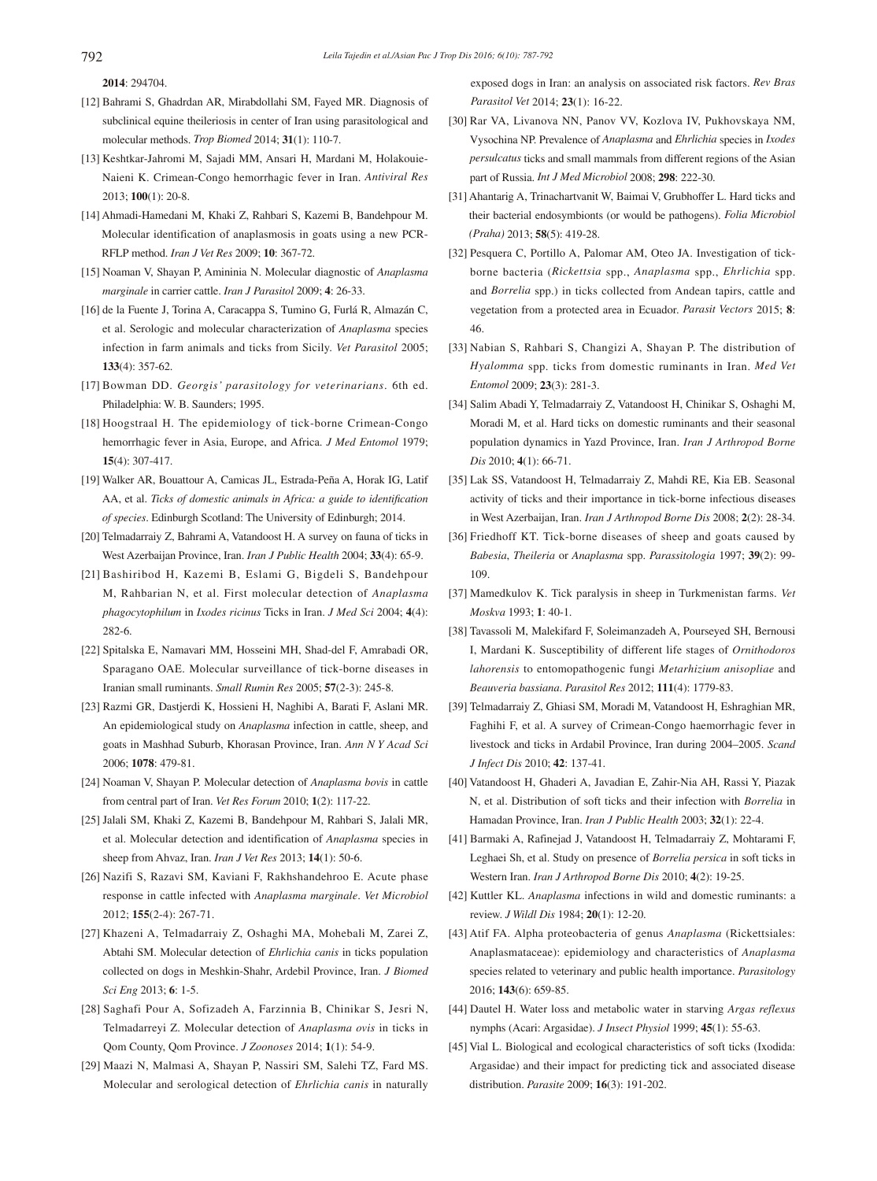**2014**: 294704.

[12] Bahrami S, Ghadrdan AR, Mirabdollahi SM, Fayed MR. Diagnosis of subclinical equine theileriosis in center of Iran using parasitological and molecular methods. *Trop Biomed* 2014; **31**(1): 110-7.

[13] Keshtkar-Jahromi M, Sajadi MM, Ansari H, Mardani M, Holakouie-Naieni K. Crimean-Congo hemorrhagic fever in Iran. *Antiviral Res* 2013; **100**(1): 20-8.

[14] Ahmadi-Hamedani M, Khaki Z, Rahbari S, Kazemi B, Bandehpour M. Molecular identification of anaplasmosis in goats using a new PCR-RFLP method. *Iran J Vet Res* 2009; **10**: 367-72.

[15] Noaman V, Shayan P, Amininia N. Molecular diagnostic of *Anaplasma marginale* in carrier cattle. *Iran J Parasitol* 2009; **4**: 26-33.

[16] de la Fuente J, Torina A, Caracappa S, Tumino G, Furlá R, Almazán C, et al. Serologic and molecular characterization of *Anaplasma* species infection in farm animals and ticks from Sicily. *Vet Parasitol* 2005; **133**(4): 357-62.

[17] Bowman DD. *Georgis' parasitology for veterinarians*. 6th ed. Philadelphia: W. B. Saunders; 1995.

[18] Hoogstraal H. The epidemiology of tick-borne Crimean-Congo hemorrhagic fever in Asia, Europe, and Africa. *J Med Entomol* 1979; **15**(4): 307-417.

[19] Walker AR, Bouattour A, Camicas JL, Estrada-Peña A, Horak IG, Latif AA, et al. *Ticks of domestic animals in Africa: a guide to identification of species*. Edinburgh Scotland: The University of Edinburgh; 2014.

[20] Telmadarraiy Z, Bahrami A, Vatandoost H. A survey on fauna of ticks in West Azerbaijan Province, Iran. *Iran J Public Health* 2004; **33**(4): 65-9.

[21] Bashiribod H, Kazemi B, Eslami G, Bigdeli S, Bandehpour M, Rahbarian N, et al. First molecular detection of *Anaplasma phagocytophilum* in *Ixodes ricinus* Ticks in Iran. *J Med Sci* 2004; **4**(4): 282-6.

[22] Spitalska E, Namavari MM, Hosseini MH, Shad-del F, Amrabadi OR, Sparagano OAE. Molecular surveillance of tick-borne diseases in Iranian small ruminants. *Small Rumin Res* 2005; **57**(2-3): 245-8.

[23] Razmi GR, Dastjerdi K, Hossieni H, Naghibi A, Barati F, Aslani MR. An epidemiological study on *Anaplasma* infection in cattle, sheep, and goats in Mashhad Suburb, Khorasan Province, Iran. *Ann N Y Acad Sci* 2006; **1078**: 479-81.

[24] Noaman V, Shayan P. Molecular detection of *Anaplasma bovis* in cattle from central part of Iran. *Vet Res Forum* 2010; **1**(2): 117-22.

[25] Jalali SM, Khaki Z, Kazemi B, Bandehpour M, Rahbari S, Jalali MR, et al. Molecular detection and identification of *Anaplasma* species in sheep from Ahvaz, Iran. *Iran J Vet Res* 2013; **14**(1): 50-6.

[26] Nazifi S, Razavi SM, Kaviani F, Rakhshandehroo E. Acute phase response in cattle infected with *Anaplasma marginale*. *Vet Microbiol* 2012; **155**(2-4): 267-71.

[27] Khazeni A, Telmadarraiy Z, Oshaghi MA, Mohebali M, Zarei Z, Abtahi SM. Molecular detection of *Ehrlichia canis* in ticks population collected on dogs in Meshkin-Shahr, Ardebil Province, Iran. *J Biomed Sci Eng* 2013; **6**: 1-5.

[28] Saghafi Pour A, Sofizadeh A, Farzinnia B, Chinikar S, Jesri N, Telmadarreyi Z. Molecular detection of *Anaplasma ovis* in ticks in Qom County, Qom Province. *J Zoonoses* 2014; **1**(1): 54-9.

[29] Maazi N, Malmasi A, Shayan P, Nassiri SM, Salehi TZ, Fard MS. Molecular and serological detection of *Ehrlichia canis* in naturally exposed dogs in Iran: an analysis on associated risk factors. *Rev Bras Parasitol Vet* 2014; **23**(1): 16-22.

[30] Rar VA, Livanova NN, Panov VV, Kozlova IV, Pukhovskaya NM, Vysochina NP. Prevalence of *Anaplasma* and *Ehrlichia* species in *Ixodes persulcatus* ticks and small mammals from different regions of the Asian part of Russia. *Int J Med Microbiol* 2008; **298**: 222-30.

[31] Ahantarig A, Trinachartvanit W, Baimai V, Grubhoffer L. Hard ticks and their bacterial endosymbionts (or would be pathogens). *Folia Microbiol (Praha)* 2013; **58**(5): 419-28.

[32] Pesquera C, Portillo A, Palomar AM, Oteo JA. Investigation of tick-borne bacteria (*Rickettsia* spp., *Anaplasma* spp., *Ehrlichia* spp. and *Borrelia* spp.) in ticks collected from Andean tapirs, cattle and vegetation from a protected area in Ecuador. *Parasit Vectors* 2015; **8**: 46.

[33] Nabian S, Rahbari S, Changizi A, Shayan P. The distribution of *Hyalomma* spp. ticks from domestic ruminants in Iran. *Med Vet Entomol* 2009; **23**(3): 281-3.

[34] Salim Abadi Y, Telmadarraiy Z, Vatandoost H, Chinikar S, Oshaghi M, Moradi M, et al. Hard ticks on domestic ruminants and their seasonal population dynamics in Yazd Province, Iran. *Iran J Arthropod Borne Dis* 2010; **4**(1): 66-71.

[35] Lak SS, Vatandoost H, Telmadarraiy Z, Mahdi RE, Kia EB. Seasonal activity of ticks and their importance in tick-borne infectious diseases in West Azerbaijan, Iran. *Iran J Arthropod Borne Dis* 2008; **2**(2): 28-34.

[36] Friedhoff KT. Tick-borne diseases of sheep and goats caused by *Babesia*, *Theileria* or *Anaplasma* spp. *Parassitologia* 1997; **39**(2): 99-109.

[37] Mamedkulov K. Tick paralysis in sheep in Turkmenistan farms. *Vet Moskva* 1993; **1**: 40-1.

[38] Tavassoli M, Malekifard F, Soleimanzadeh A, Pourseyed SH, Bernousi I, Mardani K. Susceptibility of different life stages of *Ornithodoros lahorensis* to entomopathogenic fungi *Metarhizium anisopliae* and *Beauveria bassiana*. *Parasitol Res* 2012; **111**(4): 1779-83.

[39] Telmadarraiy Z, Ghiasi SM, Moradi M, Vatandoost H, Eshraghian MR, Faghihi F, et al. A survey of Crimean-Congo haemorrhagic fever in livestock and ticks in Ardabil Province, Iran during 2004–2005. *Scand J Infect Dis* 2010; **42**: 137-41.

[40] Vatandoost H, Ghaderi A, Javadian E, Zahir-Nia AH, Rassi Y, Piazak N, et al. Distribution of soft ticks and their infection with *Borrelia* in Hamadan Province, Iran. *Iran J Public Health* 2003; **32**(1): 22-4.

[41] Barmaki A, Rafinejad J, Vatandoost H, Telmadarraiy Z, Mohtarami F, Leghaei Sh, et al. Study on presence of *Borrelia persica* in soft ticks in Western Iran. *Iran J Arthropod Borne Dis* 2010; **4**(2): 19-25.

[42] Kuttler KL. *Anaplasma* infections in wild and domestic ruminants: a review. *J Wildl Dis* 1984; **20**(1): 12-20.

[43] Atif FA. Alpha proteobacteria of genus *Anaplasma* (Rickettsiales: Anaplasmataceae): epidemiology and characteristics of *Anaplasma* species related to veterinary and public health importance. *Parasitology* 2016; **143**(6): 659-85.

[44] Dautel H. Water loss and metabolic water in starving *Argas reflexus* nymphs (Acari: Argasidae). *J Insect Physiol* 1999; **45**(1): 55-63.

[45] Vial L. Biological and ecological characteristics of soft ticks (Ixodida: Argasidae) and their impact for predicting tick and associated disease distribution. *Parasite* 2009; **16**(3): 191-202.